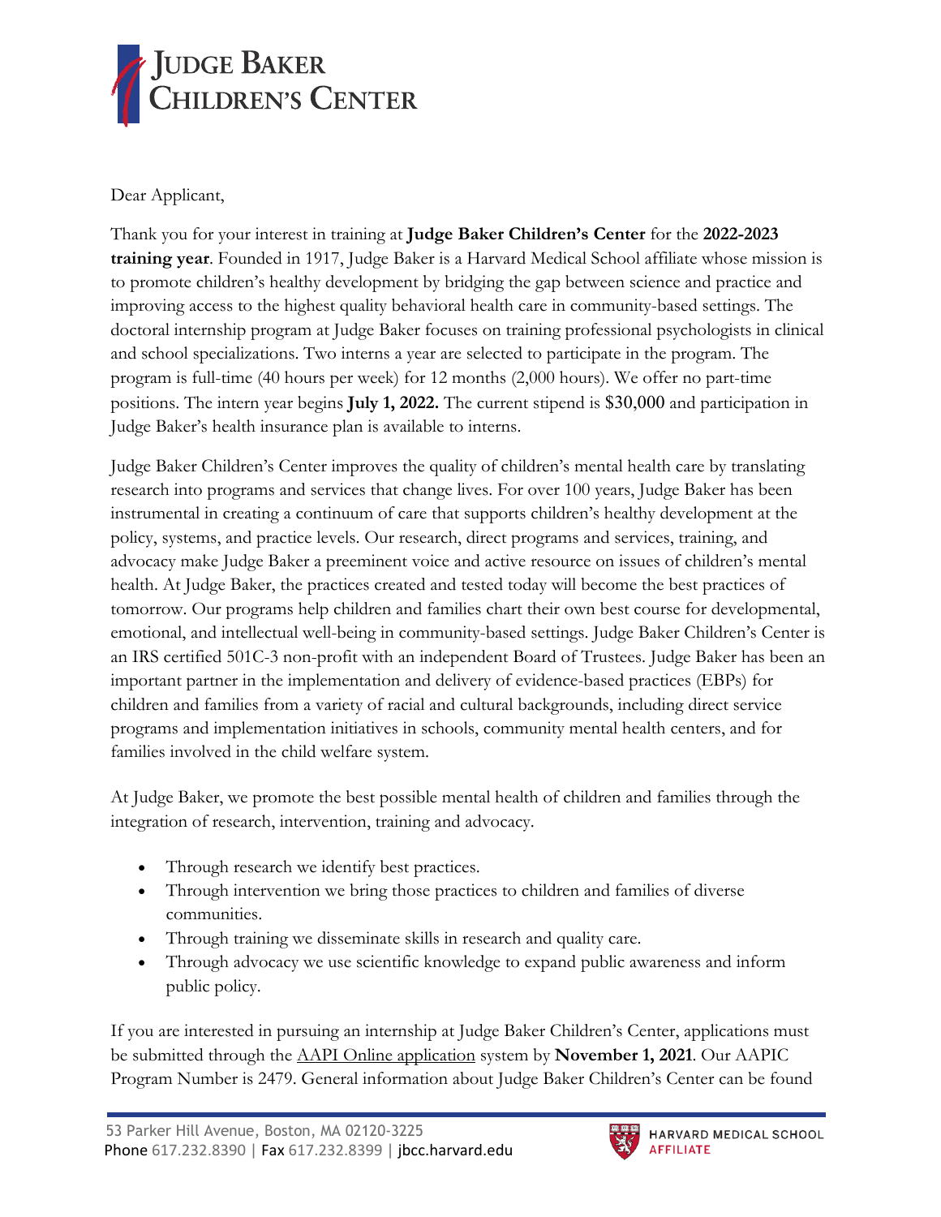# JUDGE BAKER CHILDREN'S CENTER

Dear Applicant,

Thank you for your interest in training at **Judge Baker Children's Center** for the **2022-2023 training year**. Founded in 1917, Judge Baker is a Harvard Medical School affiliate whose mission is to promote children's healthy development by bridging the gap between science and practice and improving access to the highest quality behavioral health care in community-based settings. The doctoral internship program at Judge Baker focuses on training professional psychologists in clinical and school specializations. Two interns a year are selected to participate in the program. The program is full-time (40 hours per week) for 12 months (2,000 hours). We offer no part-time positions. The intern year begins **July 1, 2022.** The current stipend is $30,000 and participation in Judge Baker's health insurance plan is available to interns.

Judge Baker Children's Center improves the quality of children's mental health care by translating research into programs and services that change lives. For over 100 years, Judge Baker has been instrumental in creating a continuum of care that supports children's healthy development at the policy, systems, and practice levels. Our research, direct programs and services, training, and advocacy make Judge Baker a preeminent voice and active resource on issues of children's mental health. At Judge Baker, the practices created and tested today will become the best practices of tomorrow. Our programs help children and families chart their own best course for developmental, emotional, and intellectual well-being in community-based settings. Judge Baker Children's Center is an IRS certified 501C-3 non-profit with an independent Board of Trustees. Judge Baker has been an important partner in the implementation and delivery of evidence-based practices (EBPs) for children and families from a variety of racial and cultural backgrounds, including direct service programs and implementation initiatives in schools, community mental health centers, and for families involved in the child welfare system.

At Judge Baker, we promote the best possible mental health of children and families through the integration of research, intervention, training and advocacy.

- Through research we identify best practices.
- Through intervention we bring those practices to children and families of diverse communities.
- Through training we disseminate skills in research and quality care.
- Through advocacy we use scientific knowledge to expand public awareness and inform public policy.

If you are interested in pursuing an internship at Judge Baker Children's Center, applications must be submitted through the AAPI Online application system by **November 1, 2021**. Our AAPIC Program Number is 2479. General information about Judge Baker Children's Center can be found

53 Parker Hill Avenue, Boston, MA 02120-3225
Phone 617.232.8390 | Fax 617.232.8399 | jbcc.harvard.edu

HARVARD MEDICAL SCHOOL AFFILIATE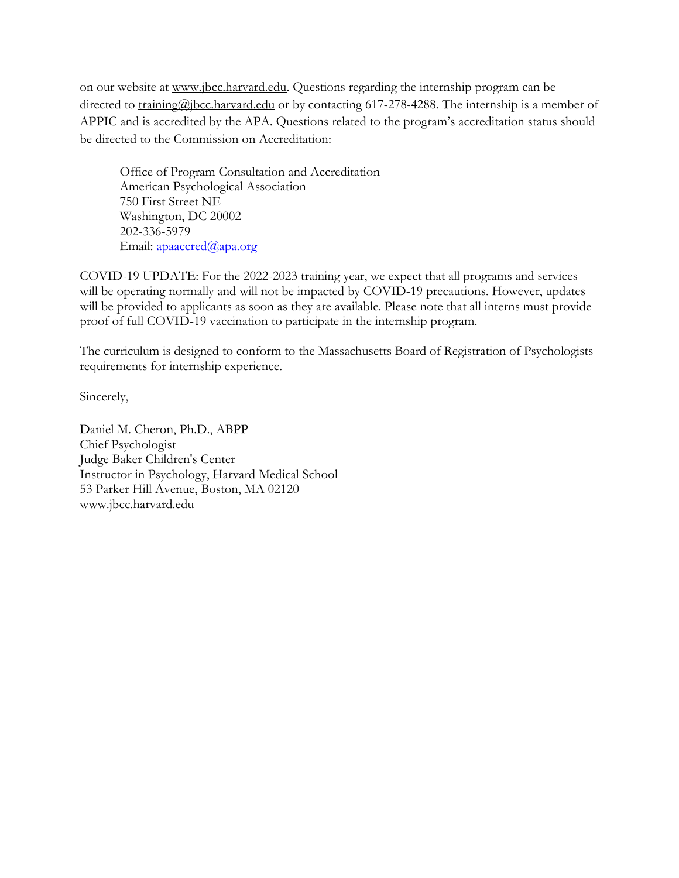on our website at www.jbcc.harvard.edu. Questions regarding the internship program can be directed to training@jbcc.harvard.edu or by contacting 617-278-4288. The internship is a member of APPIC and is accredited by the APA. Questions related to the program's accreditation status should be directed to the Commission on Accreditation:

> Office of Program Consultation and Accreditation
> American Psychological Association
> 750 First Street NE
> Washington, DC 20002
> 202-336-5979
> Email: apaaccred@apa.org

COVID-19 UPDATE: For the 2022-2023 training year, we expect that all programs and services will be operating normally and will not be impacted by COVID-19 precautions. However, updates will be provided to applicants as soon as they are available. Please note that all interns must provide proof of full COVID-19 vaccination to participate in the internship program.

The curriculum is designed to conform to the Massachusetts Board of Registration of Psychologists requirements for internship experience.

Sincerely,

Daniel M. Cheron, Ph.D., ABPP
Chief Psychologist
Judge Baker Children's Center
Instructor in Psychology, Harvard Medical School
53 Parker Hill Avenue, Boston, MA 02120
www.jbcc.harvard.edu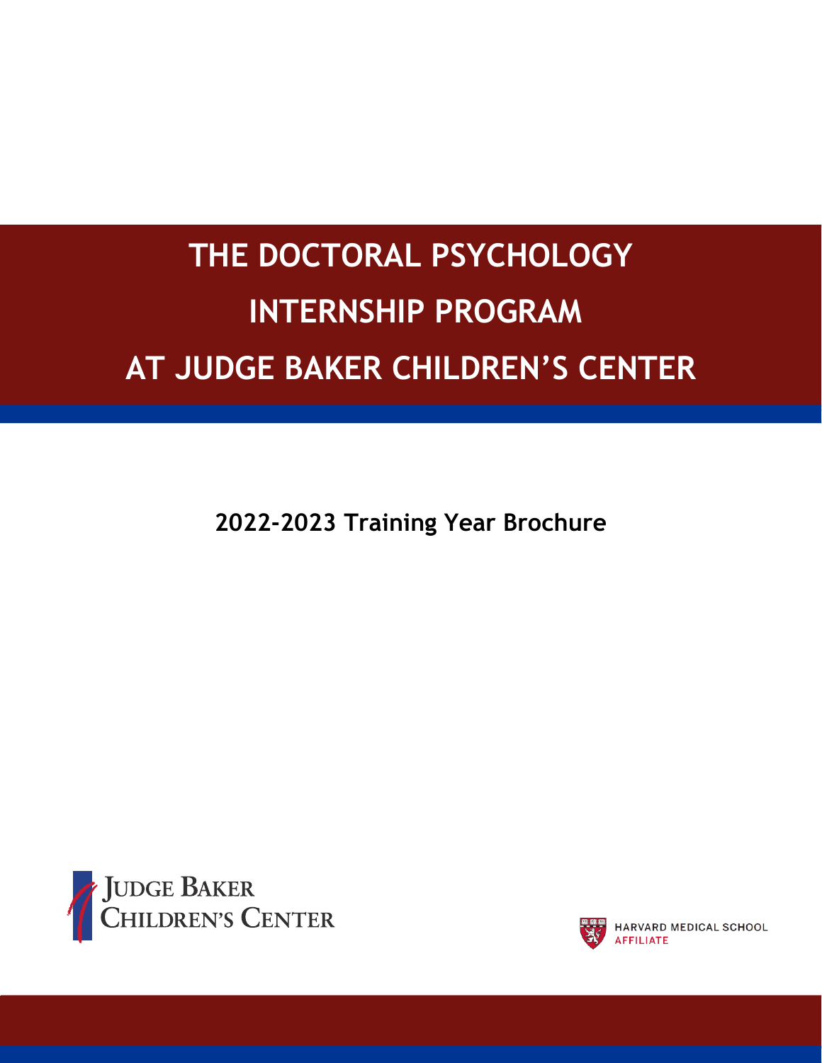# THE DOCTORAL PSYCHOLOGY INTERNSHIP PROGRAM AT JUDGE BAKER CHILDREN'S CENTER

**2022-2023 Training Year Brochure**

JUDGE BAKER CHILDREN'S CENTER

HARVARD MEDICAL SCHOOL AFFILIATE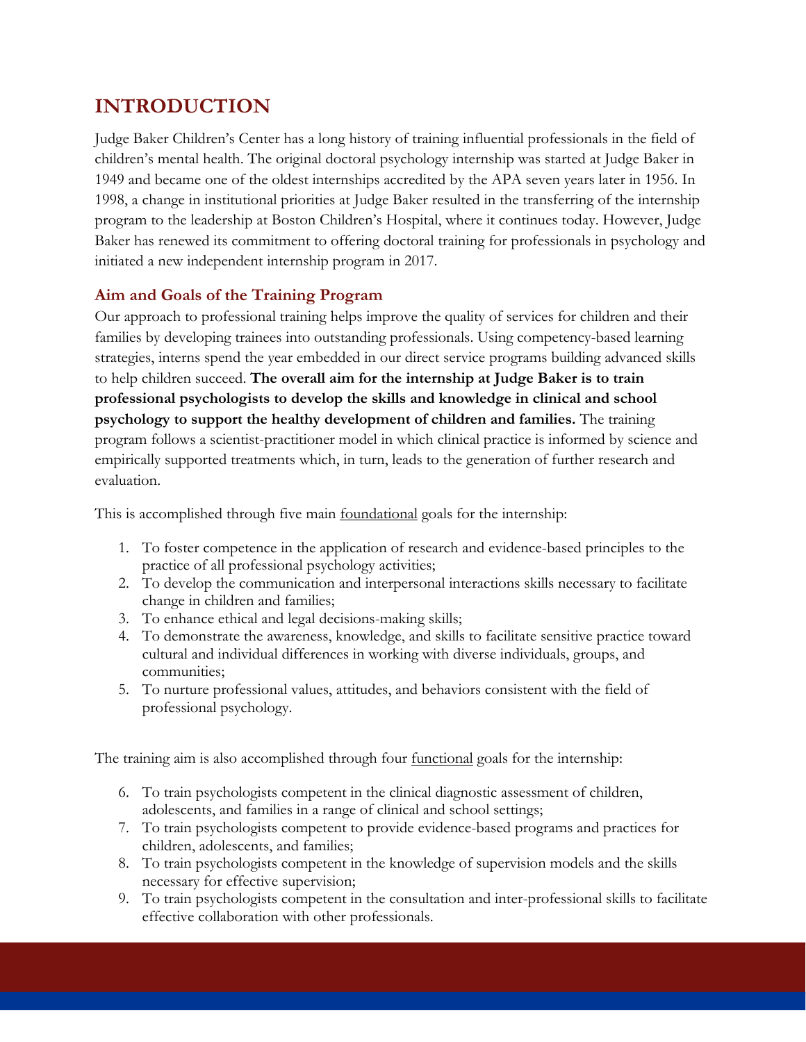# INTRODUCTION

Judge Baker Children's Center has a long history of training influential professionals in the field of children's mental health. The original doctoral psychology internship was started at Judge Baker in 1949 and became one of the oldest internships accredited by the APA seven years later in 1956. In 1998, a change in institutional priorities at Judge Baker resulted in the transferring of the internship program to the leadership at Boston Children's Hospital, where it continues today. However, Judge Baker has renewed its commitment to offering doctoral training for professionals in psychology and initiated a new independent internship program in 2017.

## Aim and Goals of the Training Program

Our approach to professional training helps improve the quality of services for children and their families by developing trainees into outstanding professionals. Using competency-based learning strategies, interns spend the year embedded in our direct service programs building advanced skills to help children succeed. **The overall aim for the internship at Judge Baker is to train professional psychologists to develop the skills and knowledge in clinical and school psychology to support the healthy development of children and families.** The training program follows a scientist-practitioner model in which clinical practice is informed by science and empirically supported treatments which, in turn, leads to the generation of further research and evaluation.

This is accomplished through five main <u>foundational</u> goals for the internship:

1. To foster competence in the application of research and evidence-based principles to the practice of all professional psychology activities;
2. To develop the communication and interpersonal interactions skills necessary to facilitate change in children and families;
3. To enhance ethical and legal decisions-making skills;
4. To demonstrate the awareness, knowledge, and skills to facilitate sensitive practice toward cultural and individual differences in working with diverse individuals, groups, and communities;
5. To nurture professional values, attitudes, and behaviors consistent with the field of professional psychology.

The training aim is also accomplished through four <u>functional</u> goals for the internship:

6. To train psychologists competent in the clinical diagnostic assessment of children, adolescents, and families in a range of clinical and school settings;
7. To train psychologists competent to provide evidence-based programs and practices for children, adolescents, and families;
8. To train psychologists competent in the knowledge of supervision models and the skills necessary for effective supervision;
9. To train psychologists competent in the consultation and inter-professional skills to facilitate effective collaboration with other professionals.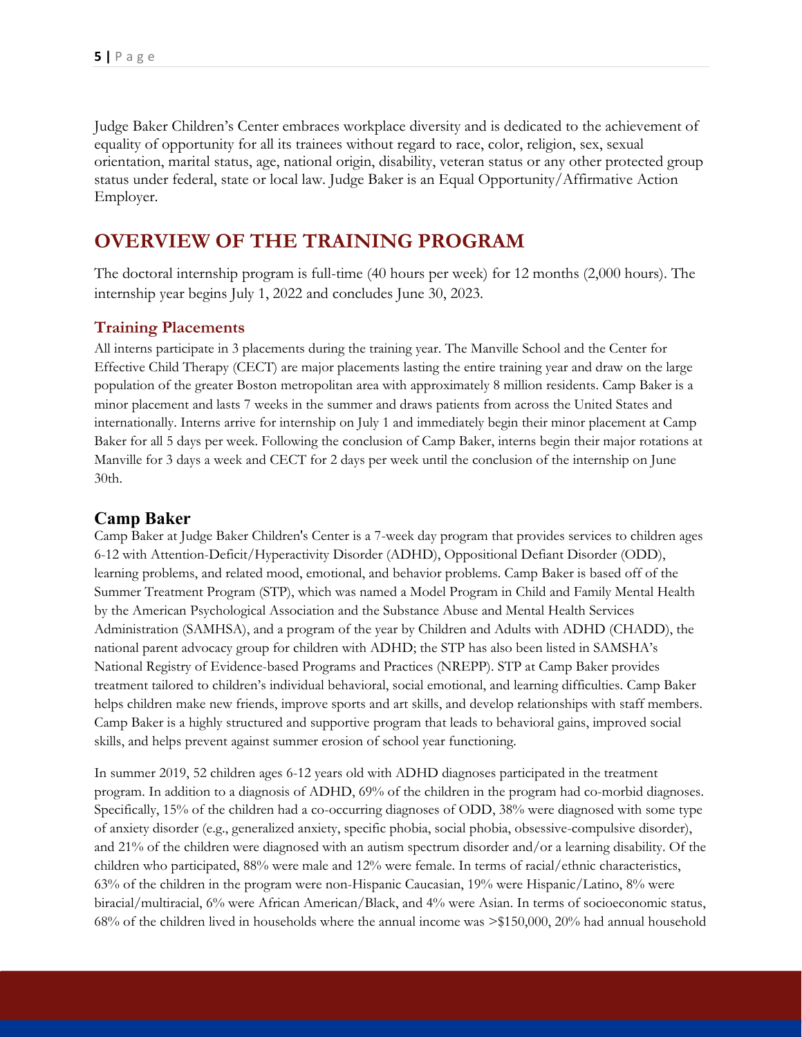Judge Baker Children's Center embraces workplace diversity and is dedicated to the achievement of equality of opportunity for all its trainees without regard to race, color, religion, sex, sexual orientation, marital status, age, national origin, disability, veteran status or any other protected group status under federal, state or local law. Judge Baker is an Equal Opportunity/Affirmative Action Employer.

## OVERVIEW OF THE TRAINING PROGRAM

The doctoral internship program is full-time (40 hours per week) for 12 months (2,000 hours). The internship year begins July 1, 2022 and concludes June 30, 2023.

### Training Placements

All interns participate in 3 placements during the training year. The Manville School and the Center for Effective Child Therapy (CECT) are major placements lasting the entire training year and draw on the large population of the greater Boston metropolitan area with approximately 8 million residents. Camp Baker is a minor placement and lasts 7 weeks in the summer and draws patients from across the United States and internationally. Interns arrive for internship on July 1 and immediately begin their minor placement at Camp Baker for all 5 days per week. Following the conclusion of Camp Baker, interns begin their major rotations at Manville for 3 days a week and CECT for 2 days per week until the conclusion of the internship on June 30th.

### Camp Baker

Camp Baker at Judge Baker Children's Center is a 7-week day program that provides services to children ages 6-12 with Attention-Deficit/Hyperactivity Disorder (ADHD), Oppositional Defiant Disorder (ODD), learning problems, and related mood, emotional, and behavior problems. Camp Baker is based off of the Summer Treatment Program (STP), which was named a Model Program in Child and Family Mental Health by the American Psychological Association and the Substance Abuse and Mental Health Services Administration (SAMHSA), and a program of the year by Children and Adults with ADHD (CHADD), the national parent advocacy group for children with ADHD; the STP has also been listed in SAMSHA's National Registry of Evidence-based Programs and Practices (NREPP). STP at Camp Baker provides treatment tailored to children's individual behavioral, social emotional, and learning difficulties. Camp Baker helps children make new friends, improve sports and art skills, and develop relationships with staff members. Camp Baker is a highly structured and supportive program that leads to behavioral gains, improved social skills, and helps prevent against summer erosion of school year functioning.

In summer 2019, 52 children ages 6-12 years old with ADHD diagnoses participated in the treatment program. In addition to a diagnosis of ADHD, 69% of the children in the program had co-morbid diagnoses. Specifically, 15% of the children had a co-occurring diagnoses of ODD, 38% were diagnosed with some type of anxiety disorder (e.g., generalized anxiety, specific phobia, social phobia, obsessive-compulsive disorder), and 21% of the children were diagnosed with an autism spectrum disorder and/or a learning disability. Of the children who participated, 88% were male and 12% were female. In terms of racial/ethnic characteristics, 63% of the children in the program were non-Hispanic Caucasian, 19% were Hispanic/Latino, 8% were biracial/multiracial, 6% were African American/Black, and 4% were Asian. In terms of socioeconomic status, 68% of the children lived in households where the annual income was >$150,000, 20% had annual household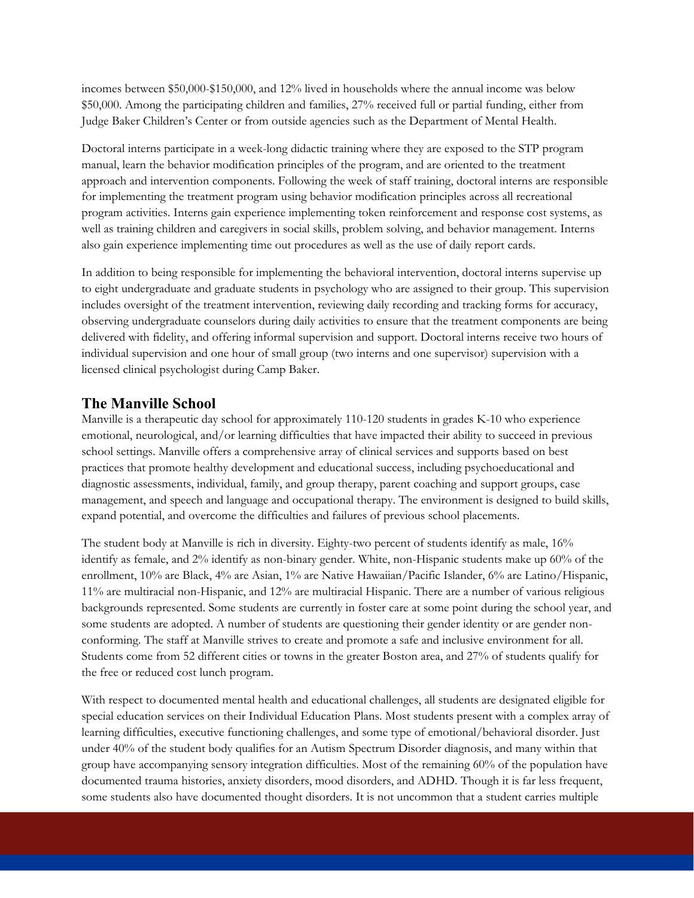incomes between $50,000-$150,000, and 12% lived in households where the annual income was below $50,000. Among the participating children and families, 27% received full or partial funding, either from Judge Baker Children's Center or from outside agencies such as the Department of Mental Health.

Doctoral interns participate in a week-long didactic training where they are exposed to the STP program manual, learn the behavior modification principles of the program, and are oriented to the treatment approach and intervention components. Following the week of staff training, doctoral interns are responsible for implementing the treatment program using behavior modification principles across all recreational program activities. Interns gain experience implementing token reinforcement and response cost systems, as well as training children and caregivers in social skills, problem solving, and behavior management. Interns also gain experience implementing time out procedures as well as the use of daily report cards.

In addition to being responsible for implementing the behavioral intervention, doctoral interns supervise up to eight undergraduate and graduate students in psychology who are assigned to their group. This supervision includes oversight of the treatment intervention, reviewing daily recording and tracking forms for accuracy, observing undergraduate counselors during daily activities to ensure that the treatment components are being delivered with fidelity, and offering informal supervision and support. Doctoral interns receive two hours of individual supervision and one hour of small group (two interns and one supervisor) supervision with a licensed clinical psychologist during Camp Baker.

## The Manville School

Manville is a therapeutic day school for approximately 110-120 students in grades K-10 who experience emotional, neurological, and/or learning difficulties that have impacted their ability to succeed in previous school settings. Manville offers a comprehensive array of clinical services and supports based on best practices that promote healthy development and educational success, including psychoeducational and diagnostic assessments, individual, family, and group therapy, parent coaching and support groups, case management, and speech and language and occupational therapy. The environment is designed to build skills, expand potential, and overcome the difficulties and failures of previous school placements.

The student body at Manville is rich in diversity. Eighty-two percent of students identify as male, 16% identify as female, and 2% identify as non-binary gender. White, non-Hispanic students make up 60% of the enrollment, 10% are Black, 4% are Asian, 1% are Native Hawaiian/Pacific Islander, 6% are Latino/Hispanic, 11% are multiracial non-Hispanic, and 12% are multiracial Hispanic. There are a number of various religious backgrounds represented. Some students are currently in foster care at some point during the school year, and some students are adopted. A number of students are questioning their gender identity or are gender non-conforming. The staff at Manville strives to create and promote a safe and inclusive environment for all. Students come from 52 different cities or towns in the greater Boston area, and 27% of students qualify for the free or reduced cost lunch program.

With respect to documented mental health and educational challenges, all students are designated eligible for special education services on their Individual Education Plans. Most students present with a complex array of learning difficulties, executive functioning challenges, and some type of emotional/behavioral disorder. Just under 40% of the student body qualifies for an Autism Spectrum Disorder diagnosis, and many within that group have accompanying sensory integration difficulties. Most of the remaining 60% of the population have documented trauma histories, anxiety disorders, mood disorders, and ADHD. Though it is far less frequent, some students also have documented thought disorders. It is not uncommon that a student carries multiple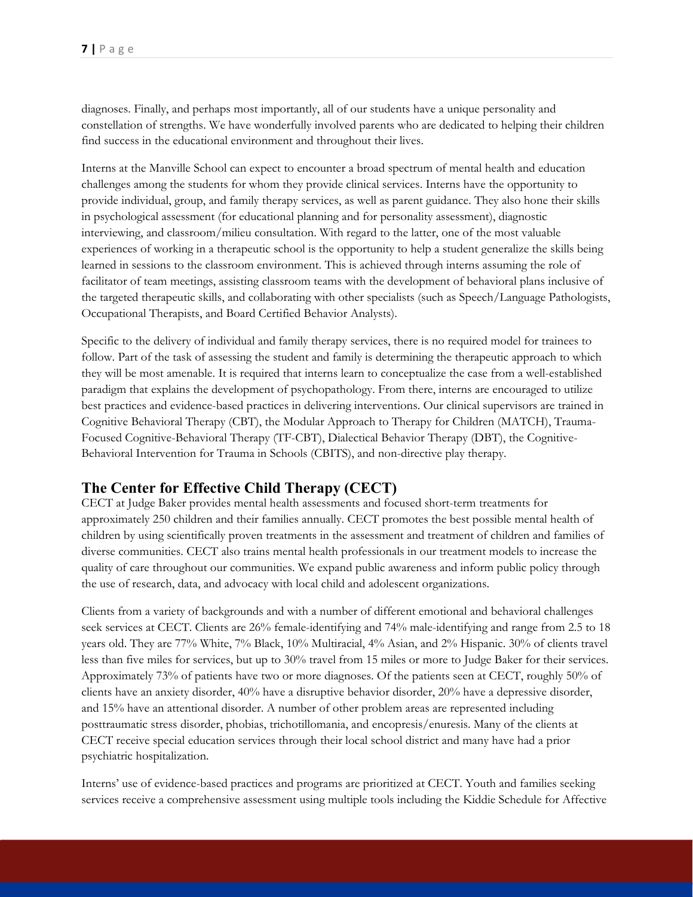diagnoses. Finally, and perhaps most importantly, all of our students have a unique personality and constellation of strengths. We have wonderfully involved parents who are dedicated to helping their children find success in the educational environment and throughout their lives.

Interns at the Manville School can expect to encounter a broad spectrum of mental health and education challenges among the students for whom they provide clinical services. Interns have the opportunity to provide individual, group, and family therapy services, as well as parent guidance. They also hone their skills in psychological assessment (for educational planning and for personality assessment), diagnostic interviewing, and classroom/milieu consultation. With regard to the latter, one of the most valuable experiences of working in a therapeutic school is the opportunity to help a student generalize the skills being learned in sessions to the classroom environment. This is achieved through interns assuming the role of facilitator of team meetings, assisting classroom teams with the development of behavioral plans inclusive of the targeted therapeutic skills, and collaborating with other specialists (such as Speech/Language Pathologists, Occupational Therapists, and Board Certified Behavior Analysts).

Specific to the delivery of individual and family therapy services, there is no required model for trainees to follow. Part of the task of assessing the student and family is determining the therapeutic approach to which they will be most amenable. It is required that interns learn to conceptualize the case from a well-established paradigm that explains the development of psychopathology. From there, interns are encouraged to utilize best practices and evidence-based practices in delivering interventions. Our clinical supervisors are trained in Cognitive Behavioral Therapy (CBT), the Modular Approach to Therapy for Children (MATCH), Trauma-Focused Cognitive-Behavioral Therapy (TF-CBT), Dialectical Behavior Therapy (DBT), the Cognitive-Behavioral Intervention for Trauma in Schools (CBITS), and non-directive play therapy.

## The Center for Effective Child Therapy (CECT)

CECT at Judge Baker provides mental health assessments and focused short-term treatments for approximately 250 children and their families annually. CECT promotes the best possible mental health of children by using scientifically proven treatments in the assessment and treatment of children and families of diverse communities. CECT also trains mental health professionals in our treatment models to increase the quality of care throughout our communities. We expand public awareness and inform public policy through the use of research, data, and advocacy with local child and adolescent organizations.

Clients from a variety of backgrounds and with a number of different emotional and behavioral challenges seek services at CECT. Clients are 26% female-identifying and 74% male-identifying and range from 2.5 to 18 years old. They are 77% White, 7% Black, 10% Multiracial, 4% Asian, and 2% Hispanic. 30% of clients travel less than five miles for services, but up to 30% travel from 15 miles or more to Judge Baker for their services. Approximately 73% of patients have two or more diagnoses. Of the patients seen at CECT, roughly 50% of clients have an anxiety disorder, 40% have a disruptive behavior disorder, 20% have a depressive disorder, and 15% have an attentional disorder. A number of other problem areas are represented including posttraumatic stress disorder, phobias, trichotillomania, and encopresis/enuresis. Many of the clients at CECT receive special education services through their local school district and many have had a prior psychiatric hospitalization.

Interns' use of evidence-based practices and programs are prioritized at CECT. Youth and families seeking services receive a comprehensive assessment using multiple tools including the Kiddie Schedule for Affective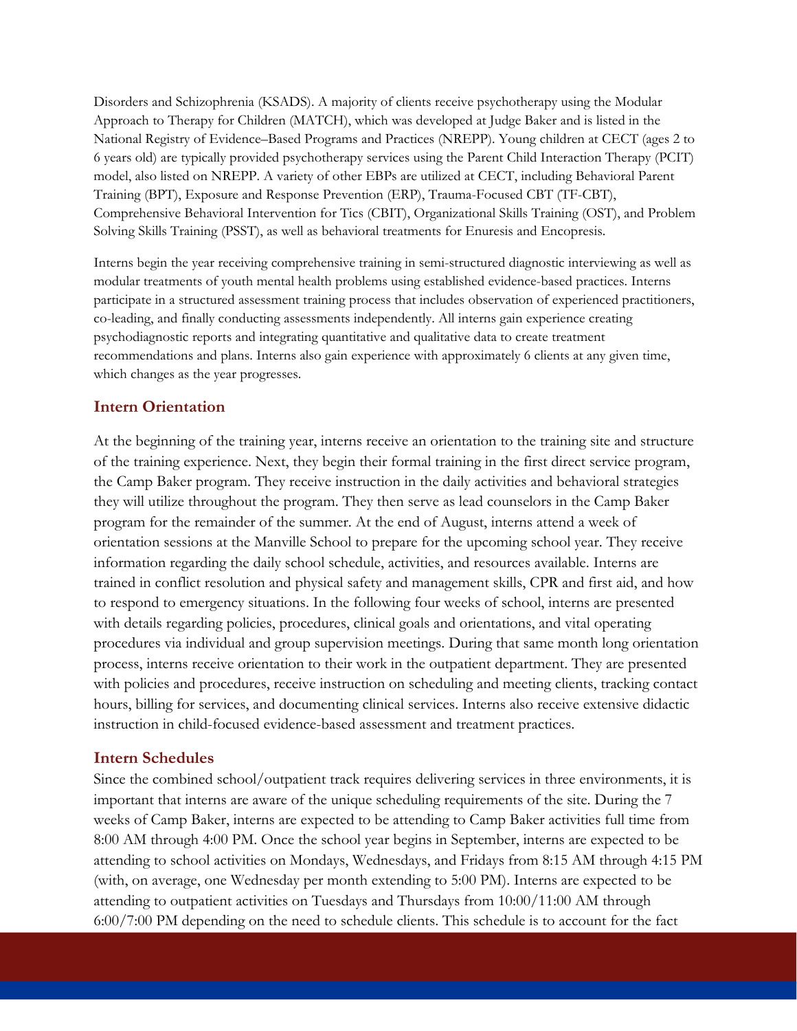Disorders and Schizophrenia (KSADS). A majority of clients receive psychotherapy using the Modular Approach to Therapy for Children (MATCH), which was developed at Judge Baker and is listed in the National Registry of Evidence–Based Programs and Practices (NREPP). Young children at CECT (ages 2 to 6 years old) are typically provided psychotherapy services using the Parent Child Interaction Therapy (PCIT) model, also listed on NREPP. A variety of other EBPs are utilized at CECT, including Behavioral Parent Training (BPT), Exposure and Response Prevention (ERP), Trauma-Focused CBT (TF-CBT), Comprehensive Behavioral Intervention for Tics (CBIT), Organizational Skills Training (OST), and Problem Solving Skills Training (PSST), as well as behavioral treatments for Enuresis and Encopresis.

Interns begin the year receiving comprehensive training in semi-structured diagnostic interviewing as well as modular treatments of youth mental health problems using established evidence-based practices. Interns participate in a structured assessment training process that includes observation of experienced practitioners, co-leading, and finally conducting assessments independently. All interns gain experience creating psychodiagnostic reports and integrating quantitative and qualitative data to create treatment recommendations and plans. Interns also gain experience with approximately 6 clients at any given time, which changes as the year progresses.

## Intern Orientation

At the beginning of the training year, interns receive an orientation to the training site and structure of the training experience. Next, they begin their formal training in the first direct service program, the Camp Baker program. They receive instruction in the daily activities and behavioral strategies they will utilize throughout the program. They then serve as lead counselors in the Camp Baker program for the remainder of the summer. At the end of August, interns attend a week of orientation sessions at the Manville School to prepare for the upcoming school year. They receive information regarding the daily school schedule, activities, and resources available. Interns are trained in conflict resolution and physical safety and management skills, CPR and first aid, and how to respond to emergency situations. In the following four weeks of school, interns are presented with details regarding policies, procedures, clinical goals and orientations, and vital operating procedures via individual and group supervision meetings. During that same month long orientation process, interns receive orientation to their work in the outpatient department. They are presented with policies and procedures, receive instruction on scheduling and meeting clients, tracking contact hours, billing for services, and documenting clinical services. Interns also receive extensive didactic instruction in child-focused evidence-based assessment and treatment practices.

## Intern Schedules

Since the combined school/outpatient track requires delivering services in three environments, it is important that interns are aware of the unique scheduling requirements of the site. During the 7 weeks of Camp Baker, interns are expected to be attending to Camp Baker activities full time from 8:00 AM through 4:00 PM. Once the school year begins in September, interns are expected to be attending to school activities on Mondays, Wednesdays, and Fridays from 8:15 AM through 4:15 PM (with, on average, one Wednesday per month extending to 5:00 PM). Interns are expected to be attending to outpatient activities on Tuesdays and Thursdays from 10:00/11:00 AM through 6:00/7:00 PM depending on the need to schedule clients. This schedule is to account for the fact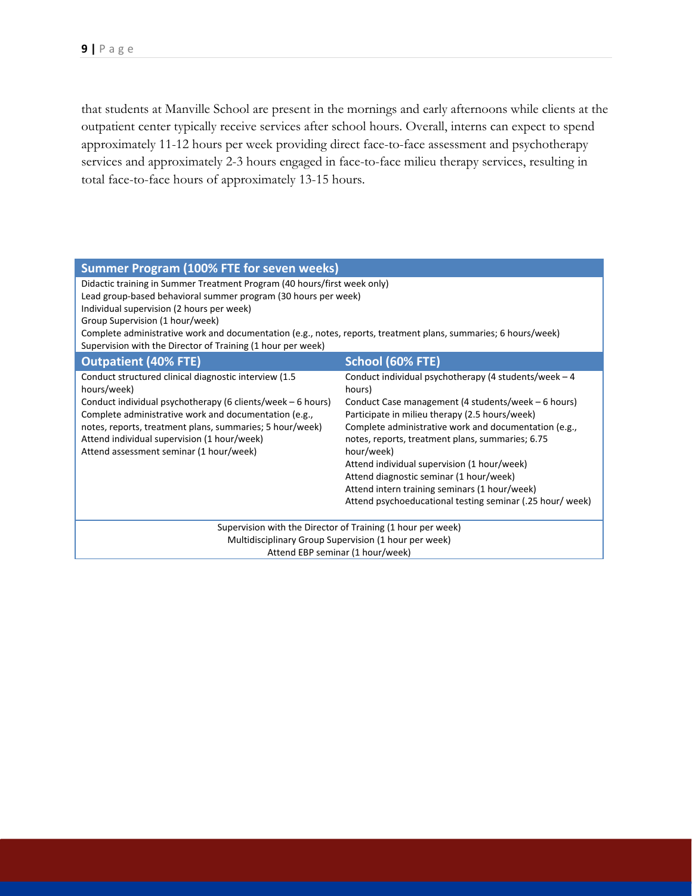that students at Manville School are present in the mornings and early afternoons while clients at the outpatient center typically receive services after school hours. Overall, interns can expect to spend approximately 11-12 hours per week providing direct face-to-face assessment and psychotherapy services and approximately 2-3 hours engaged in face-to-face milieu therapy services, resulting in total face-to-face hours of approximately 13-15 hours.

| **Summer Program (100% FTE for seven weeks)** | |
|---|---|
| Didactic training in Summer Treatment Program (40 hours/first week only)<br>Lead group-based behavioral summer program (30 hours per week)<br>Individual supervision (2 hours per week)<br>Group Supervision (1 hour/week)<br>Complete administrative work and documentation (e.g., notes, reports, treatment plans, summaries; 6 hours/week)<br>Supervision with the Director of Training (1 hour per week) | |
| **Outpatient (40% FTE)** | **School (60% FTE)** |
| Conduct structured clinical diagnostic interview (1.5 hours/week)<br>Conduct individual psychotherapy (6 clients/week – 6 hours)<br>Complete administrative work and documentation (e.g., notes, reports, treatment plans, summaries; 5 hour/week)<br>Attend individual supervision (1 hour/week)<br>Attend assessment seminar (1 hour/week) | Conduct individual psychotherapy (4 students/week – 4 hours)<br>Conduct Case management (4 students/week – 6 hours)<br>Participate in milieu therapy (2.5 hours/week)<br>Complete administrative work and documentation (e.g., notes, reports, treatment plans, summaries; 6.75 hour/week)<br>Attend individual supervision (1 hour/week)<br>Attend diagnostic seminar (1 hour/week)<br>Attend intern training seminars (1 hour/week)<br>Attend psychoeducational testing seminar (.25 hour/ week) |
| Supervision with the Director of Training (1 hour per week)<br>Multidisciplinary Group Supervision (1 hour per week)<br>Attend EBP seminar (1 hour/week) | |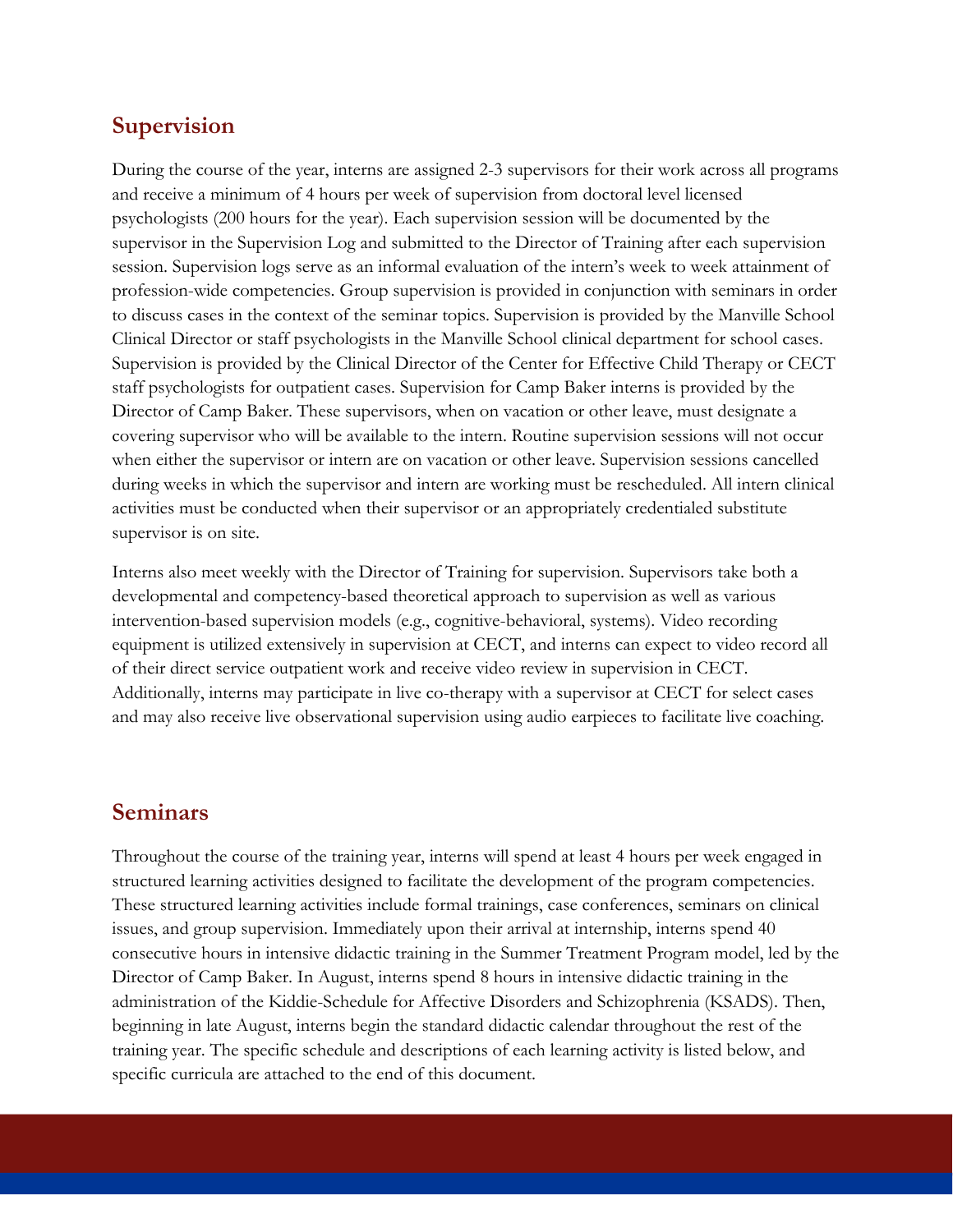## Supervision

During the course of the year, interns are assigned 2-3 supervisors for their work across all programs and receive a minimum of 4 hours per week of supervision from doctoral level licensed psychologists (200 hours for the year). Each supervision session will be documented by the supervisor in the Supervision Log and submitted to the Director of Training after each supervision session. Supervision logs serve as an informal evaluation of the intern's week to week attainment of profession-wide competencies. Group supervision is provided in conjunction with seminars in order to discuss cases in the context of the seminar topics. Supervision is provided by the Manville School Clinical Director or staff psychologists in the Manville School clinical department for school cases. Supervision is provided by the Clinical Director of the Center for Effective Child Therapy or CECT staff psychologists for outpatient cases. Supervision for Camp Baker interns is provided by the Director of Camp Baker. These supervisors, when on vacation or other leave, must designate a covering supervisor who will be available to the intern. Routine supervision sessions will not occur when either the supervisor or intern are on vacation or other leave. Supervision sessions cancelled during weeks in which the supervisor and intern are working must be rescheduled. All intern clinical activities must be conducted when their supervisor or an appropriately credentialed substitute supervisor is on site.

Interns also meet weekly with the Director of Training for supervision. Supervisors take both a developmental and competency-based theoretical approach to supervision as well as various intervention-based supervision models (e.g., cognitive-behavioral, systems). Video recording equipment is utilized extensively in supervision at CECT, and interns can expect to video record all of their direct service outpatient work and receive video review in supervision in CECT. Additionally, interns may participate in live co-therapy with a supervisor at CECT for select cases and may also receive live observational supervision using audio earpieces to facilitate live coaching.

## Seminars

Throughout the course of the training year, interns will spend at least 4 hours per week engaged in structured learning activities designed to facilitate the development of the program competencies. These structured learning activities include formal trainings, case conferences, seminars on clinical issues, and group supervision. Immediately upon their arrival at internship, interns spend 40 consecutive hours in intensive didactic training in the Summer Treatment Program model, led by the Director of Camp Baker. In August, interns spend 8 hours in intensive didactic training in the administration of the Kiddie-Schedule for Affective Disorders and Schizophrenia (KSADS). Then, beginning in late August, interns begin the standard didactic calendar throughout the rest of the training year. The specific schedule and descriptions of each learning activity is listed below, and specific curricula are attached to the end of this document.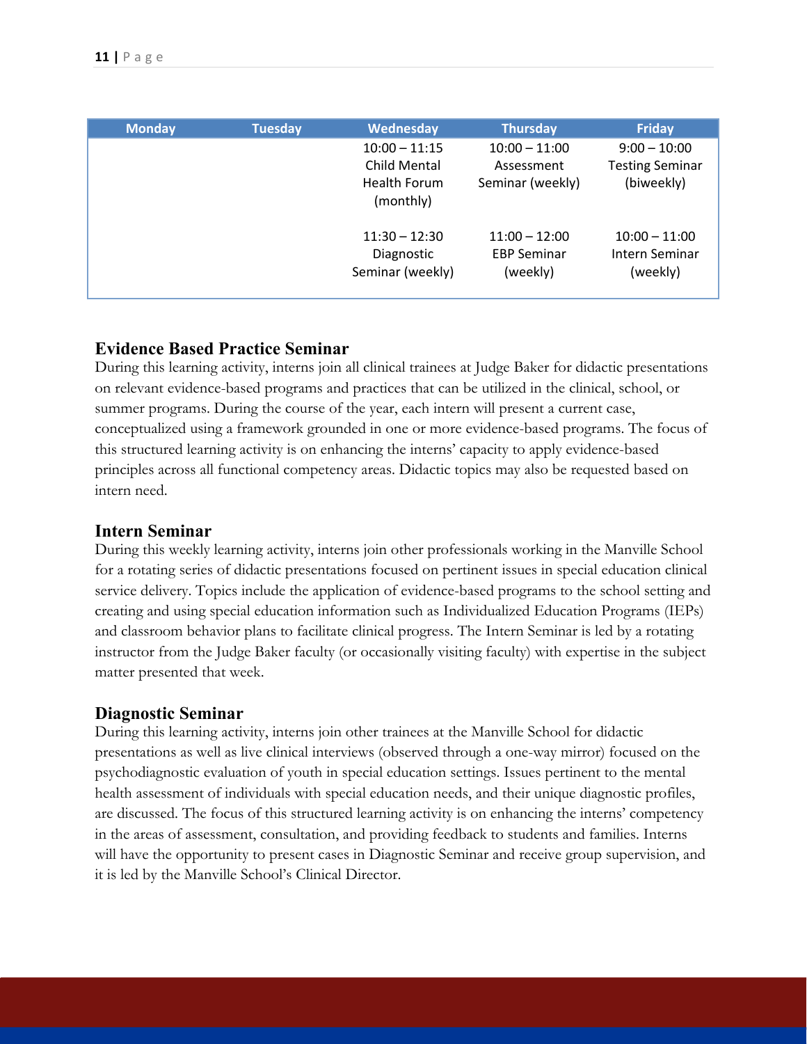| Monday | Tuesday | Wednesday | Thursday | Friday |
|---|---|---|---|---|
| | | 10:00 – 11:15 Child Mental Health Forum (monthly) | 10:00 – 11:00 Assessment Seminar (weekly) | 9:00 – 10:00 Testing Seminar (biweekly) |
| | | 11:30 – 12:30 Diagnostic Seminar (weekly) | 11:00 – 12:00 EBP Seminar (weekly) | 10:00 – 11:00 Intern Seminar (weekly) |

### Evidence Based Practice Seminar

During this learning activity, interns join all clinical trainees at Judge Baker for didactic presentations on relevant evidence-based programs and practices that can be utilized in the clinical, school, or summer programs. During the course of the year, each intern will present a current case, conceptualized using a framework grounded in one or more evidence-based programs. The focus of this structured learning activity is on enhancing the interns' capacity to apply evidence-based principles across all functional competency areas. Didactic topics may also be requested based on intern need.

### Intern Seminar

During this weekly learning activity, interns join other professionals working in the Manville School for a rotating series of didactic presentations focused on pertinent issues in special education clinical service delivery. Topics include the application of evidence-based programs to the school setting and creating and using special education information such as Individualized Education Programs (IEPs) and classroom behavior plans to facilitate clinical progress. The Intern Seminar is led by a rotating instructor from the Judge Baker faculty (or occasionally visiting faculty) with expertise in the subject matter presented that week.

### Diagnostic Seminar

During this learning activity, interns join other trainees at the Manville School for didactic presentations as well as live clinical interviews (observed through a one-way mirror) focused on the psychodiagnostic evaluation of youth in special education settings. Issues pertinent to the mental health assessment of individuals with special education needs, and their unique diagnostic profiles, are discussed. The focus of this structured learning activity is on enhancing the interns' competency in the areas of assessment, consultation, and providing feedback to students and families. Interns will have the opportunity to present cases in Diagnostic Seminar and receive group supervision, and it is led by the Manville School's Clinical Director.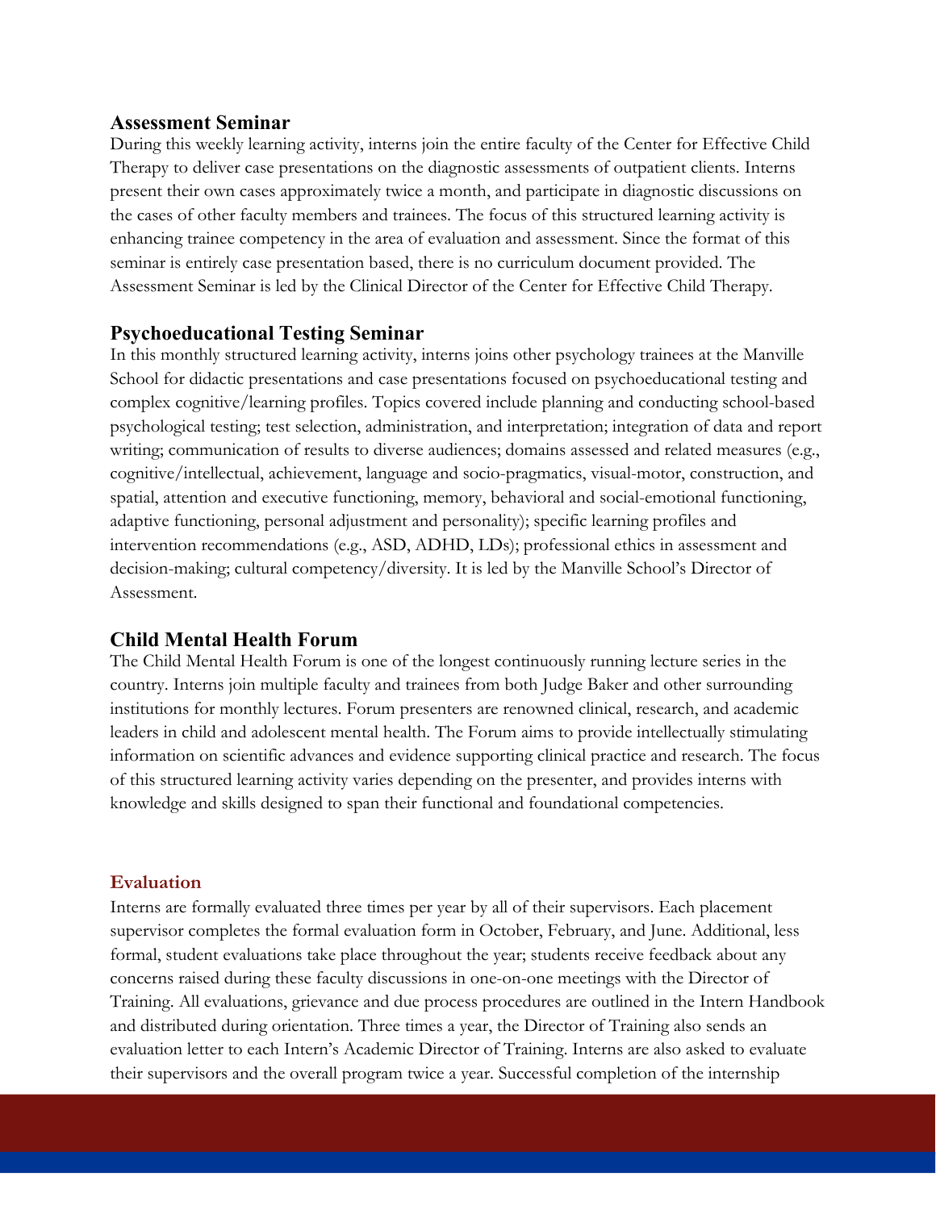### Assessment Seminar

During this weekly learning activity, interns join the entire faculty of the Center for Effective Child Therapy to deliver case presentations on the diagnostic assessments of outpatient clients. Interns present their own cases approximately twice a month, and participate in diagnostic discussions on the cases of other faculty members and trainees. The focus of this structured learning activity is enhancing trainee competency in the area of evaluation and assessment. Since the format of this seminar is entirely case presentation based, there is no curriculum document provided. The Assessment Seminar is led by the Clinical Director of the Center for Effective Child Therapy.

### Psychoeducational Testing Seminar

In this monthly structured learning activity, interns joins other psychology trainees at the Manville School for didactic presentations and case presentations focused on psychoeducational testing and complex cognitive/learning profiles. Topics covered include planning and conducting school-based psychological testing; test selection, administration, and interpretation; integration of data and report writing; communication of results to diverse audiences; domains assessed and related measures (e.g., cognitive/intellectual, achievement, language and socio-pragmatics, visual-motor, construction, and spatial, attention and executive functioning, memory, behavioral and social-emotional functioning, adaptive functioning, personal adjustment and personality); specific learning profiles and intervention recommendations (e.g., ASD, ADHD, LDs); professional ethics in assessment and decision-making; cultural competency/diversity. It is led by the Manville School's Director of Assessment.

### Child Mental Health Forum

The Child Mental Health Forum is one of the longest continuously running lecture series in the country. Interns join multiple faculty and trainees from both Judge Baker and other surrounding institutions for monthly lectures. Forum presenters are renowned clinical, research, and academic leaders in child and adolescent mental health. The Forum aims to provide intellectually stimulating information on scientific advances and evidence supporting clinical practice and research. The focus of this structured learning activity varies depending on the presenter, and provides interns with knowledge and skills designed to span their functional and foundational competencies.

## Evaluation

Interns are formally evaluated three times per year by all of their supervisors. Each placement supervisor completes the formal evaluation form in October, February, and June. Additional, less formal, student evaluations take place throughout the year; students receive feedback about any concerns raised during these faculty discussions in one-on-one meetings with the Director of Training. All evaluations, grievance and due process procedures are outlined in the Intern Handbook and distributed during orientation. Three times a year, the Director of Training also sends an evaluation letter to each Intern's Academic Director of Training. Interns are also asked to evaluate their supervisors and the overall program twice a year. Successful completion of the internship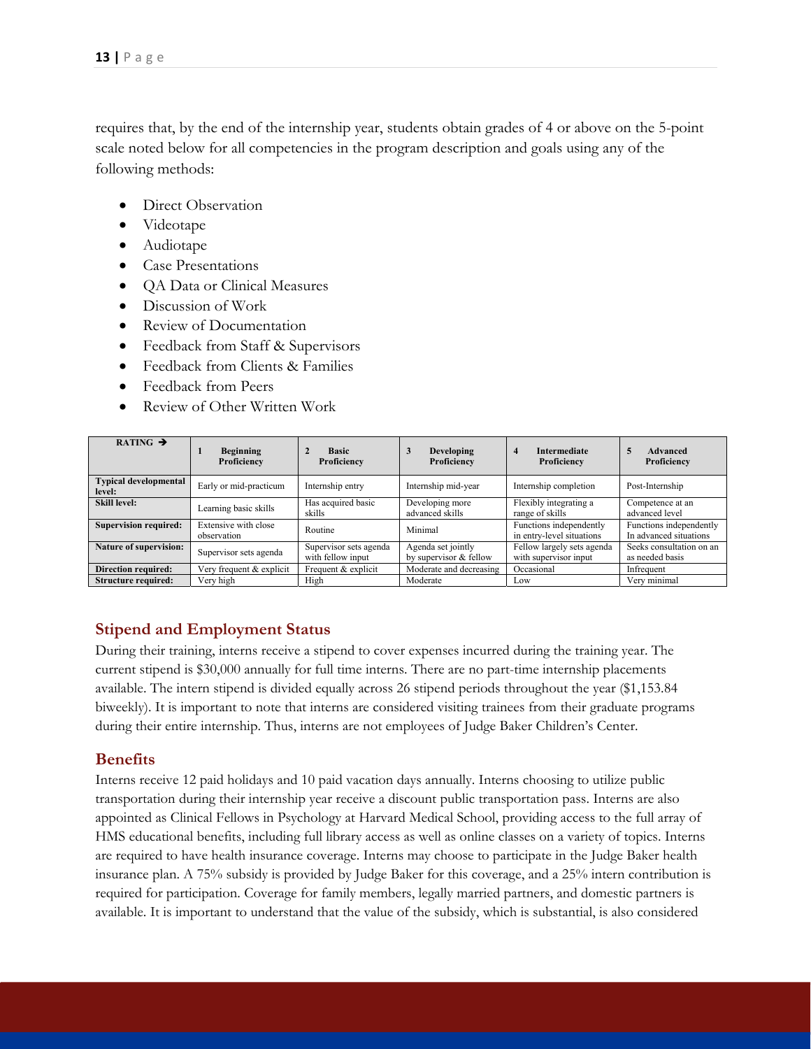requires that, by the end of the internship year, students obtain grades of 4 or above on the 5-point scale noted below for all competencies in the program description and goals using any of the following methods:

- Direct Observation
- Videotape
- Audiotape
- Case Presentations
- QA Data or Clinical Measures
- Discussion of Work
- Review of Documentation
- Feedback from Staff & Supervisors
- Feedback from Clients & Families
- Feedback from Peers
- Review of Other Written Work

| RATING → | 1 Beginning Proficiency | 2 Basic Proficiency | 3 Developing Proficiency | 4 Intermediate Proficiency | 5 Advanced Proficiency |
|---|---|---|---|---|---|
| **Typical developmental level:** | Early or mid-practicum | Internship entry | Internship mid-year | Internship completion | Post-Internship |
| **Skill level:** | Learning basic skills | Has acquired basic skills | Developing more advanced skills | Flexibly integrating a range of skills | Competence at an advanced level |
| **Supervision required:** | Extensive with close observation | Routine | Minimal | Functions independently in entry-level situations | Functions independently In advanced situations |
| **Nature of supervision:** | Supervisor sets agenda | Supervisor sets agenda with fellow input | Agenda set jointly by supervisor & fellow | Fellow largely sets agenda with supervisor input | Seeks consultation on an as needed basis |
| **Direction required:** | Very frequent & explicit | Frequent & explicit | Moderate and decreasing | Occasional | Infrequent |
| **Structure required:** | Very high | High | Moderate | Low | Very minimal |

## Stipend and Employment Status

During their training, interns receive a stipend to cover expenses incurred during the training year. The current stipend is $30,000 annually for full time interns. There are no part-time internship placements available. The intern stipend is divided equally across 26 stipend periods throughout the year ($1,153.84 biweekly). It is important to note that interns are considered visiting trainees from their graduate programs during their entire internship. Thus, interns are not employees of Judge Baker Children's Center.

## Benefits

Interns receive 12 paid holidays and 10 paid vacation days annually. Interns choosing to utilize public transportation during their internship year receive a discount public transportation pass. Interns are also appointed as Clinical Fellows in Psychology at Harvard Medical School, providing access to the full array of HMS educational benefits, including full library access as well as online classes on a variety of topics. Interns are required to have health insurance coverage. Interns may choose to participate in the Judge Baker health insurance plan. A 75% subsidy is provided by Judge Baker for this coverage, and a 25% intern contribution is required for participation. Coverage for family members, legally married partners, and domestic partners is available. It is important to understand that the value of the subsidy, which is substantial, is also considered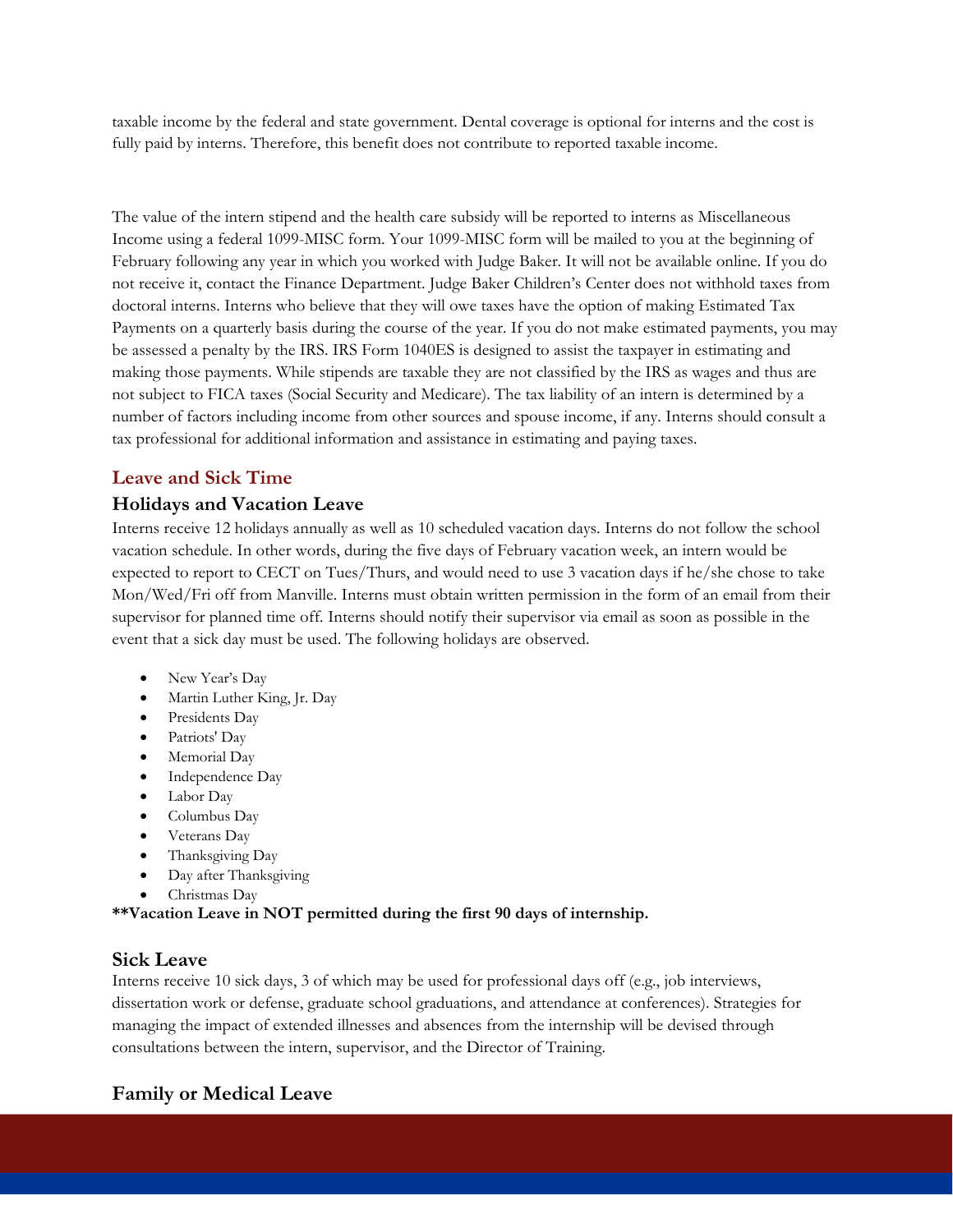taxable income by the federal and state government. Dental coverage is optional for interns and the cost is fully paid by interns. Therefore, this benefit does not contribute to reported taxable income.

The value of the intern stipend and the health care subsidy will be reported to interns as Miscellaneous Income using a federal 1099-MISC form. Your 1099-MISC form will be mailed to you at the beginning of February following any year in which you worked with Judge Baker. It will not be available online. If you do not receive it, contact the Finance Department. Judge Baker Children's Center does not withhold taxes from doctoral interns. Interns who believe that they will owe taxes have the option of making Estimated Tax Payments on a quarterly basis during the course of the year. If you do not make estimated payments, you may be assessed a penalty by the IRS. IRS Form 1040ES is designed to assist the taxpayer in estimating and making those payments. While stipends are taxable they are not classified by the IRS as wages and thus are not subject to FICA taxes (Social Security and Medicare). The tax liability of an intern is determined by a number of factors including income from other sources and spouse income, if any. Interns should consult a tax professional for additional information and assistance in estimating and paying taxes.

## Leave and Sick Time

### Holidays and Vacation Leave

Interns receive 12 holidays annually as well as 10 scheduled vacation days. Interns do not follow the school vacation schedule. In other words, during the five days of February vacation week, an intern would be expected to report to CECT on Tues/Thurs, and would need to use 3 vacation days if he/she chose to take Mon/Wed/Fri off from Manville. Interns must obtain written permission in the form of an email from their supervisor for planned time off. Interns should notify their supervisor via email as soon as possible in the event that a sick day must be used. The following holidays are observed.

- New Year's Day
- Martin Luther King, Jr. Day
- Presidents Day
- Patriots' Day
- Memorial Day
- Independence Day
- Labor Day
- Columbus Day
- Veterans Day
- Thanksgiving Day
- Day after Thanksgiving
- Christmas Day

**\*\*Vacation Leave in NOT permitted during the first 90 days of internship.**

### Sick Leave

Interns receive 10 sick days, 3 of which may be used for professional days off (e.g., job interviews, dissertation work or defense, graduate school graduations, and attendance at conferences). Strategies for managing the impact of extended illnesses and absences from the internship will be devised through consultations between the intern, supervisor, and the Director of Training.

### Family or Medical Leave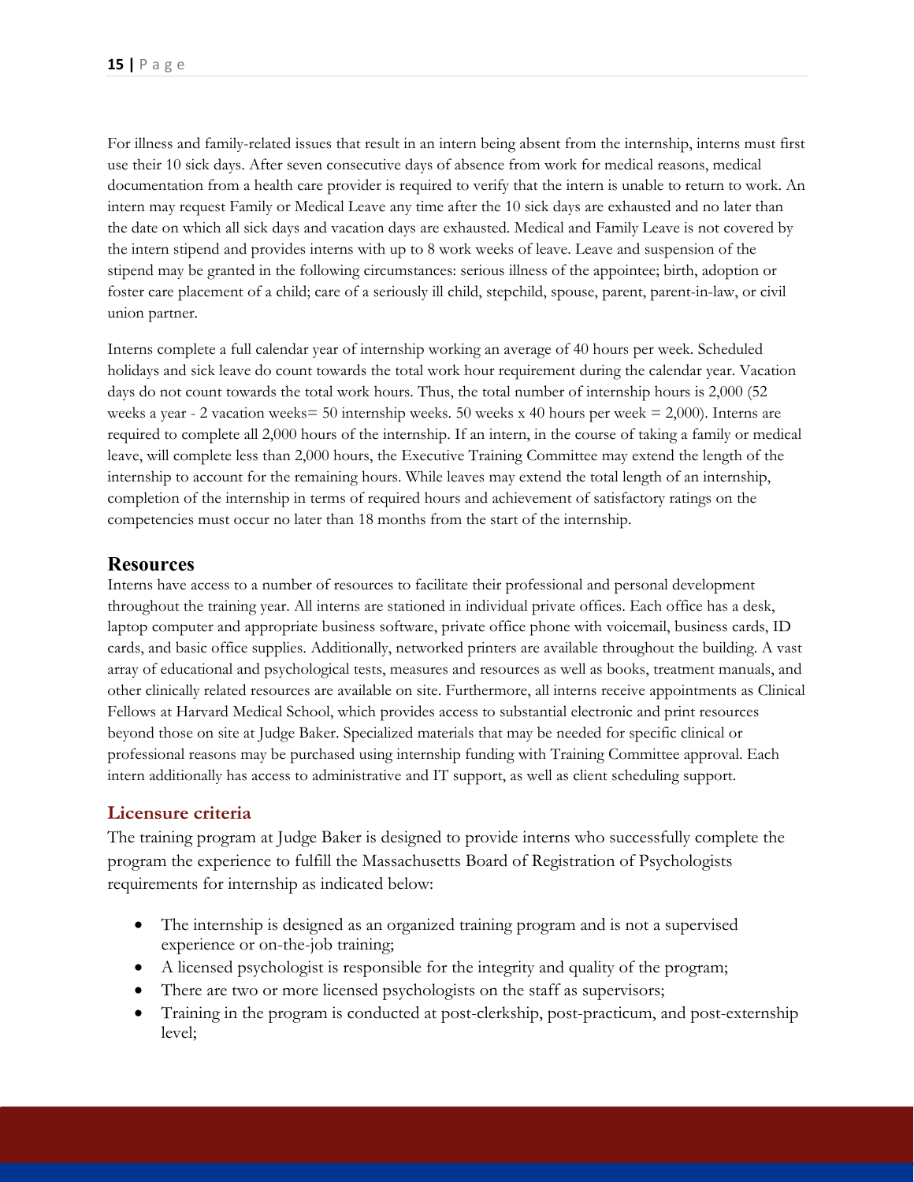For illness and family-related issues that result in an intern being absent from the internship, interns must first use their 10 sick days. After seven consecutive days of absence from work for medical reasons, medical documentation from a health care provider is required to verify that the intern is unable to return to work. An intern may request Family or Medical Leave any time after the 10 sick days are exhausted and no later than the date on which all sick days and vacation days are exhausted. Medical and Family Leave is not covered by the intern stipend and provides interns with up to 8 work weeks of leave. Leave and suspension of the stipend may be granted in the following circumstances: serious illness of the appointee; birth, adoption or foster care placement of a child; care of a seriously ill child, stepchild, spouse, parent, parent-in-law, or civil union partner.

Interns complete a full calendar year of internship working an average of 40 hours per week. Scheduled holidays and sick leave do count towards the total work hour requirement during the calendar year. Vacation days do not count towards the total work hours. Thus, the total number of internship hours is 2,000 (52 weeks a year - 2 vacation weeks= 50 internship weeks. 50 weeks x 40 hours per week = 2,000). Interns are required to complete all 2,000 hours of the internship. If an intern, in the course of taking a family or medical leave, will complete less than 2,000 hours, the Executive Training Committee may extend the length of the internship to account for the remaining hours. While leaves may extend the total length of an internship, completion of the internship in terms of required hours and achievement of satisfactory ratings on the competencies must occur no later than 18 months from the start of the internship.

## Resources

Interns have access to a number of resources to facilitate their professional and personal development throughout the training year. All interns are stationed in individual private offices. Each office has a desk, laptop computer and appropriate business software, private office phone with voicemail, business cards, ID cards, and basic office supplies. Additionally, networked printers are available throughout the building. A vast array of educational and psychological tests, measures and resources as well as books, treatment manuals, and other clinically related resources are available on site. Furthermore, all interns receive appointments as Clinical Fellows at Harvard Medical School, which provides access to substantial electronic and print resources beyond those on site at Judge Baker. Specialized materials that may be needed for specific clinical or professional reasons may be purchased using internship funding with Training Committee approval. Each intern additionally has access to administrative and IT support, as well as client scheduling support.

### Licensure criteria

The training program at Judge Baker is designed to provide interns who successfully complete the program the experience to fulfill the Massachusetts Board of Registration of Psychologists requirements for internship as indicated below:

- The internship is designed as an organized training program and is not a supervised experience or on-the-job training;
- A licensed psychologist is responsible for the integrity and quality of the program;
- There are two or more licensed psychologists on the staff as supervisors;
- Training in the program is conducted at post-clerkship, post-practicum, and post-externship level;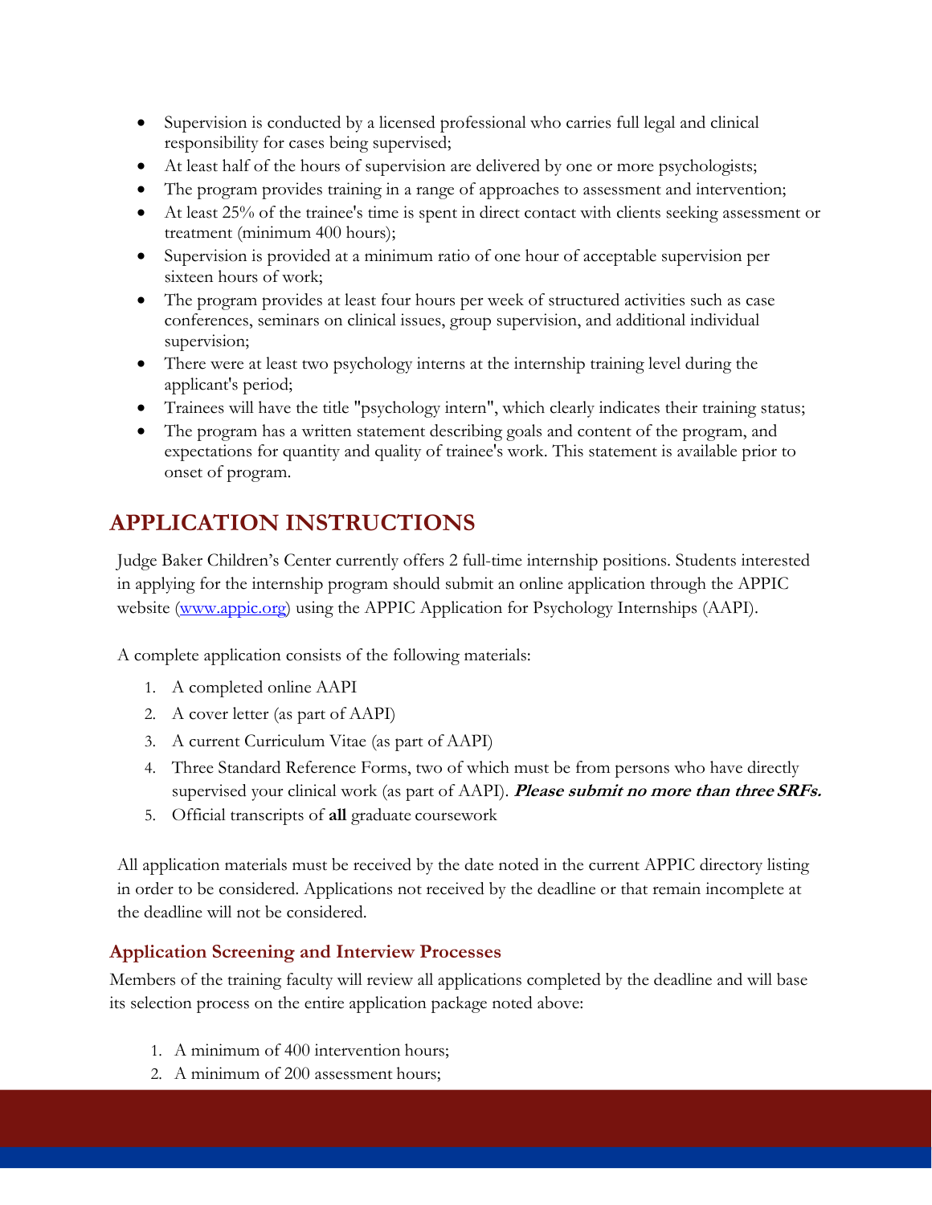- Supervision is conducted by a licensed professional who carries full legal and clinical responsibility for cases being supervised;
- At least half of the hours of supervision are delivered by one or more psychologists;
- The program provides training in a range of approaches to assessment and intervention;
- At least 25% of the trainee's time is spent in direct contact with clients seeking assessment or treatment (minimum 400 hours);
- Supervision is provided at a minimum ratio of one hour of acceptable supervision per sixteen hours of work;
- The program provides at least four hours per week of structured activities such as case conferences, seminars on clinical issues, group supervision, and additional individual supervision;
- There were at least two psychology interns at the internship training level during the applicant's period;
- Trainees will have the title "psychology intern", which clearly indicates their training status;
- The program has a written statement describing goals and content of the program, and expectations for quantity and quality of trainee's work. This statement is available prior to onset of program.

## APPLICATION INSTRUCTIONS

Judge Baker Children's Center currently offers 2 full-time internship positions. Students interested in applying for the internship program should submit an online application through the APPIC website (www.appic.org) using the APPIC Application for Psychology Internships (AAPI).

A complete application consists of the following materials:

1. A completed online AAPI
2. A cover letter (as part of AAPI)
3. A current Curriculum Vitae (as part of AAPI)
4. Three Standard Reference Forms, two of which must be from persons who have directly supervised your clinical work (as part of AAPI). ***Please submit no more than three SRFs.***
5. Official transcripts of **all** graduate coursework

All application materials must be received by the date noted in the current APPIC directory listing in order to be considered. Applications not received by the deadline or that remain incomplete at the deadline will not be considered.

### Application Screening and Interview Processes

Members of the training faculty will review all applications completed by the deadline and will base its selection process on the entire application package noted above:

1. A minimum of 400 intervention hours;
2. A minimum of 200 assessment hours;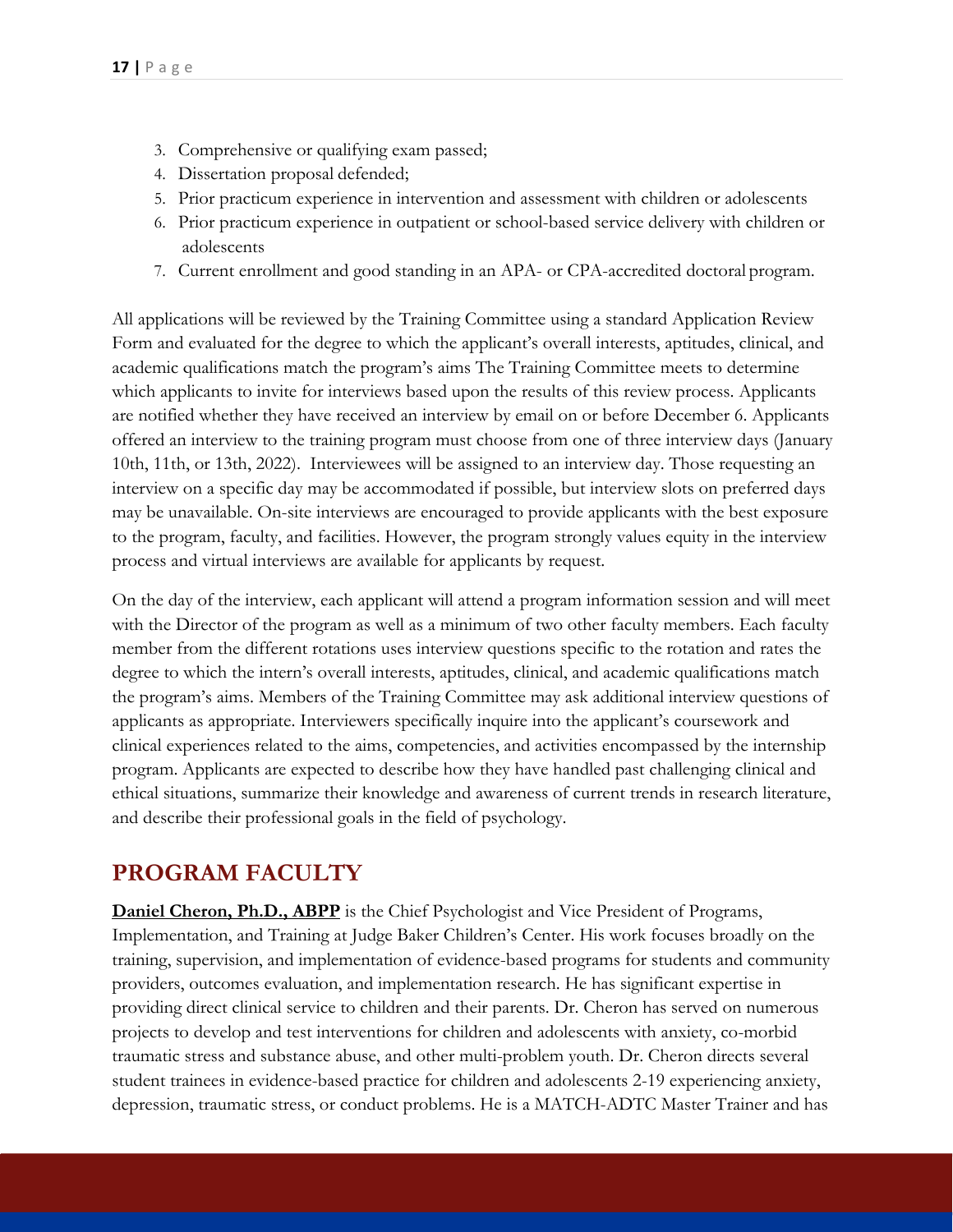3. Comprehensive or qualifying exam passed;
4. Dissertation proposal defended;
5. Prior practicum experience in intervention and assessment with children or adolescents
6. Prior practicum experience in outpatient or school-based service delivery with children or adolescents
7. Current enrollment and good standing in an APA- or CPA-accredited doctoral program.

All applications will be reviewed by the Training Committee using a standard Application Review Form and evaluated for the degree to which the applicant's overall interests, aptitudes, clinical, and academic qualifications match the program's aims The Training Committee meets to determine which applicants to invite for interviews based upon the results of this review process. Applicants are notified whether they have received an interview by email on or before December 6. Applicants offered an interview to the training program must choose from one of three interview days (January 10th, 11th, or 13th, 2022). Interviewees will be assigned to an interview day. Those requesting an interview on a specific day may be accommodated if possible, but interview slots on preferred days may be unavailable. On-site interviews are encouraged to provide applicants with the best exposure to the program, faculty, and facilities. However, the program strongly values equity in the interview process and virtual interviews are available for applicants by request.

On the day of the interview, each applicant will attend a program information session and will meet with the Director of the program as well as a minimum of two other faculty members. Each faculty member from the different rotations uses interview questions specific to the rotation and rates the degree to which the intern's overall interests, aptitudes, clinical, and academic qualifications match the program's aims. Members of the Training Committee may ask additional interview questions of applicants as appropriate. Interviewers specifically inquire into the applicant's coursework and clinical experiences related to the aims, competencies, and activities encompassed by the internship program. Applicants are expected to describe how they have handled past challenging clinical and ethical situations, summarize their knowledge and awareness of current trends in research literature, and describe their professional goals in the field of psychology.

## PROGRAM FACULTY

**Daniel Cheron, Ph.D., ABPP** is the Chief Psychologist and Vice President of Programs, Implementation, and Training at Judge Baker Children's Center. His work focuses broadly on the training, supervision, and implementation of evidence-based programs for students and community providers, outcomes evaluation, and implementation research. He has significant expertise in providing direct clinical service to children and their parents. Dr. Cheron has served on numerous projects to develop and test interventions for children and adolescents with anxiety, co-morbid traumatic stress and substance abuse, and other multi-problem youth. Dr. Cheron directs several student trainees in evidence-based practice for children and adolescents 2-19 experiencing anxiety, depression, traumatic stress, or conduct problems. He is a MATCH-ADTC Master Trainer and has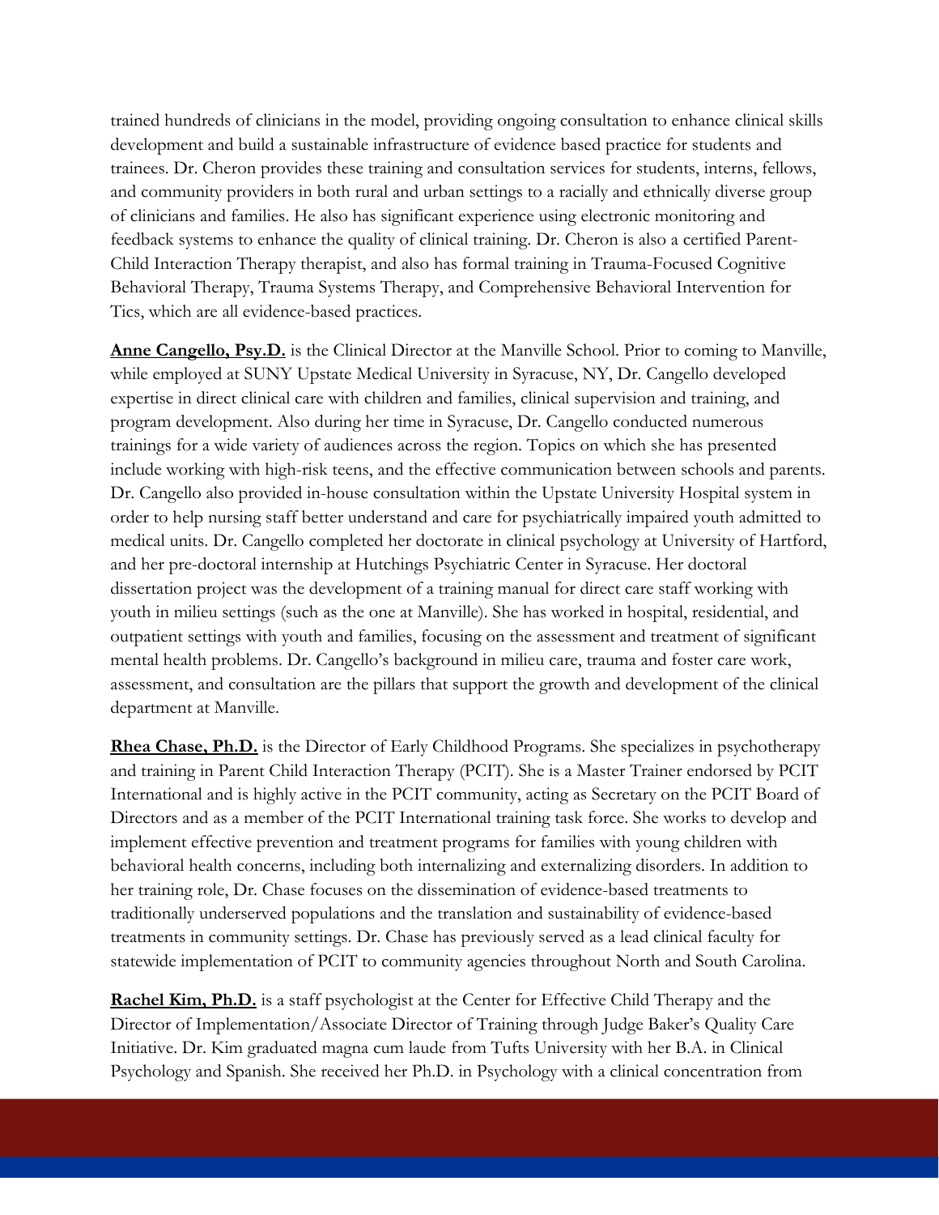trained hundreds of clinicians in the model, providing ongoing consultation to enhance clinical skills development and build a sustainable infrastructure of evidence based practice for students and trainees. Dr. Cheron provides these training and consultation services for students, interns, fellows, and community providers in both rural and urban settings to a racially and ethnically diverse group of clinicians and families. He also has significant experience using electronic monitoring and feedback systems to enhance the quality of clinical training. Dr. Cheron is also a certified Parent-Child Interaction Therapy therapist, and also has formal training in Trauma-Focused Cognitive Behavioral Therapy, Trauma Systems Therapy, and Comprehensive Behavioral Intervention for Tics, which are all evidence-based practices.

**Anne Cangello, Psy.D.** is the Clinical Director at the Manville School. Prior to coming to Manville, while employed at SUNY Upstate Medical University in Syracuse, NY, Dr. Cangello developed expertise in direct clinical care with children and families, clinical supervision and training, and program development. Also during her time in Syracuse, Dr. Cangello conducted numerous trainings for a wide variety of audiences across the region. Topics on which she has presented include working with high-risk teens, and the effective communication between schools and parents. Dr. Cangello also provided in-house consultation within the Upstate University Hospital system in order to help nursing staff better understand and care for psychiatrically impaired youth admitted to medical units. Dr. Cangello completed her doctorate in clinical psychology at University of Hartford, and her pre-doctoral internship at Hutchings Psychiatric Center in Syracuse. Her doctoral dissertation project was the development of a training manual for direct care staff working with youth in milieu settings (such as the one at Manville). She has worked in hospital, residential, and outpatient settings with youth and families, focusing on the assessment and treatment of significant mental health problems. Dr. Cangello's background in milieu care, trauma and foster care work, assessment, and consultation are the pillars that support the growth and development of the clinical department at Manville.

**Rhea Chase, Ph.D.** is the Director of Early Childhood Programs. She specializes in psychotherapy and training in Parent Child Interaction Therapy (PCIT). She is a Master Trainer endorsed by PCIT International and is highly active in the PCIT community, acting as Secretary on the PCIT Board of Directors and as a member of the PCIT International training task force. She works to develop and implement effective prevention and treatment programs for families with young children with behavioral health concerns, including both internalizing and externalizing disorders. In addition to her training role, Dr. Chase focuses on the dissemination of evidence-based treatments to traditionally underserved populations and the translation and sustainability of evidence-based treatments in community settings. Dr. Chase has previously served as a lead clinical faculty for statewide implementation of PCIT to community agencies throughout North and South Carolina.

**Rachel Kim, Ph.D.** is a staff psychologist at the Center for Effective Child Therapy and the Director of Implementation/Associate Director of Training through Judge Baker's Quality Care Initiative. Dr. Kim graduated magna cum laude from Tufts University with her B.A. in Clinical Psychology and Spanish. She received her Ph.D. in Psychology with a clinical concentration from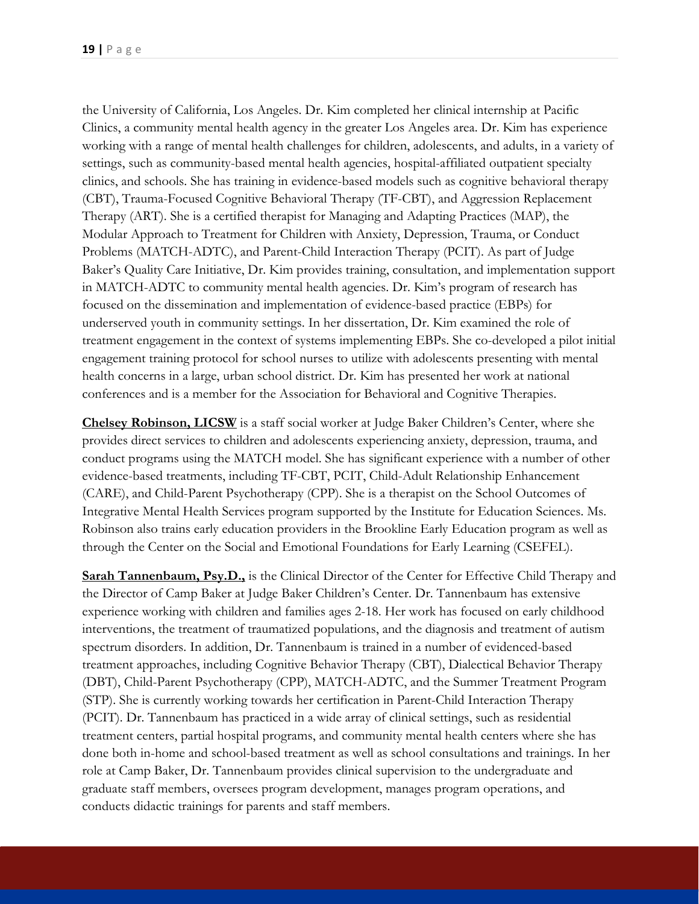the University of California, Los Angeles. Dr. Kim completed her clinical internship at Pacific Clinics, a community mental health agency in the greater Los Angeles area. Dr. Kim has experience working with a range of mental health challenges for children, adolescents, and adults, in a variety of settings, such as community-based mental health agencies, hospital-affiliated outpatient specialty clinics, and schools. She has training in evidence-based models such as cognitive behavioral therapy (CBT), Trauma-Focused Cognitive Behavioral Therapy (TF-CBT), and Aggression Replacement Therapy (ART). She is a certified therapist for Managing and Adapting Practices (MAP), the Modular Approach to Treatment for Children with Anxiety, Depression, Trauma, or Conduct Problems (MATCH-ADTC), and Parent-Child Interaction Therapy (PCIT). As part of Judge Baker's Quality Care Initiative, Dr. Kim provides training, consultation, and implementation support in MATCH-ADTC to community mental health agencies. Dr. Kim's program of research has focused on the dissemination and implementation of evidence-based practice (EBPs) for underserved youth in community settings. In her dissertation, Dr. Kim examined the role of treatment engagement in the context of systems implementing EBPs. She co-developed a pilot initial engagement training protocol for school nurses to utilize with adolescents presenting with mental health concerns in a large, urban school district. Dr. Kim has presented her work at national conferences and is a member for the Association for Behavioral and Cognitive Therapies.

**Chelsey Robinson, LICSW** is a staff social worker at Judge Baker Children's Center, where she provides direct services to children and adolescents experiencing anxiety, depression, trauma, and conduct programs using the MATCH model. She has significant experience with a number of other evidence-based treatments, including TF-CBT, PCIT, Child-Adult Relationship Enhancement (CARE), and Child-Parent Psychotherapy (CPP). She is a therapist on the School Outcomes of Integrative Mental Health Services program supported by the Institute for Education Sciences. Ms. Robinson also trains early education providers in the Brookline Early Education program as well as through the Center on the Social and Emotional Foundations for Early Learning (CSEFEL).

**Sarah Tannenbaum, Psy.D.,** is the Clinical Director of the Center for Effective Child Therapy and the Director of Camp Baker at Judge Baker Children's Center. Dr. Tannenbaum has extensive experience working with children and families ages 2-18. Her work has focused on early childhood interventions, the treatment of traumatized populations, and the diagnosis and treatment of autism spectrum disorders. In addition, Dr. Tannenbaum is trained in a number of evidenced-based treatment approaches, including Cognitive Behavior Therapy (CBT), Dialectical Behavior Therapy (DBT), Child-Parent Psychotherapy (CPP), MATCH-ADTC, and the Summer Treatment Program (STP). She is currently working towards her certification in Parent-Child Interaction Therapy (PCIT). Dr. Tannenbaum has practiced in a wide array of clinical settings, such as residential treatment centers, partial hospital programs, and community mental health centers where she has done both in-home and school-based treatment as well as school consultations and trainings. In her role at Camp Baker, Dr. Tannenbaum provides clinical supervision to the undergraduate and graduate staff members, oversees program development, manages program operations, and conducts didactic trainings for parents and staff members.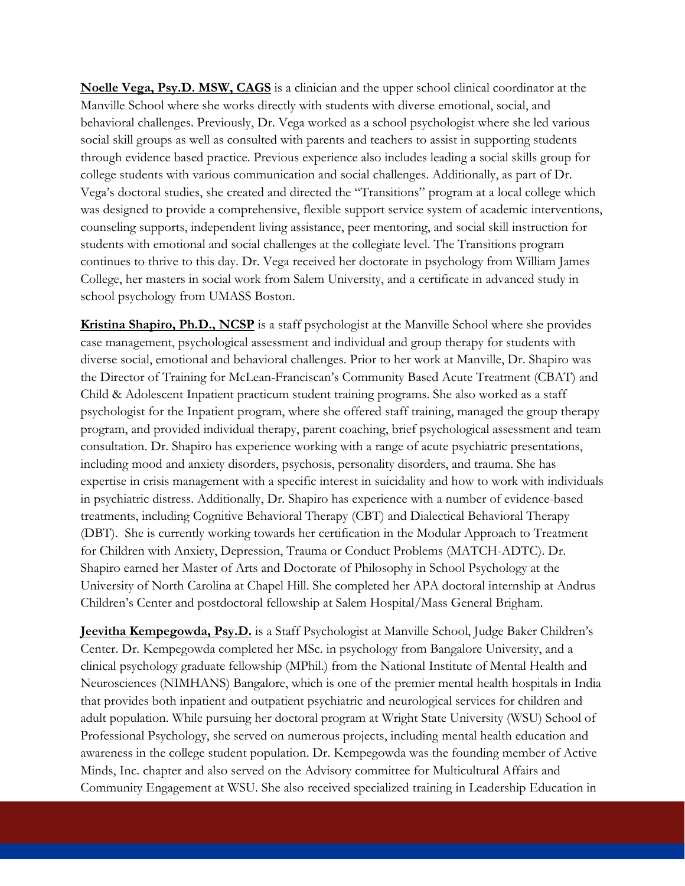**Noelle Vega, Psy.D. MSW, CAGS** is a clinician and the upper school clinical coordinator at the Manville School where she works directly with students with diverse emotional, social, and behavioral challenges. Previously, Dr. Vega worked as a school psychologist where she led various social skill groups as well as consulted with parents and teachers to assist in supporting students through evidence based practice. Previous experience also includes leading a social skills group for college students with various communication and social challenges. Additionally, as part of Dr. Vega's doctoral studies, she created and directed the "Transitions" program at a local college which was designed to provide a comprehensive, flexible support service system of academic interventions, counseling supports, independent living assistance, peer mentoring, and social skill instruction for students with emotional and social challenges at the collegiate level. The Transitions program continues to thrive to this day. Dr. Vega received her doctorate in psychology from William James College, her masters in social work from Salem University, and a certificate in advanced study in school psychology from UMASS Boston.

**Kristina Shapiro, Ph.D., NCSP** is a staff psychologist at the Manville School where she provides case management, psychological assessment and individual and group therapy for students with diverse social, emotional and behavioral challenges. Prior to her work at Manville, Dr. Shapiro was the Director of Training for McLean-Franciscan's Community Based Acute Treatment (CBAT) and Child & Adolescent Inpatient practicum student training programs. She also worked as a staff psychologist for the Inpatient program, where she offered staff training, managed the group therapy program, and provided individual therapy, parent coaching, brief psychological assessment and team consultation. Dr. Shapiro has experience working with a range of acute psychiatric presentations, including mood and anxiety disorders, psychosis, personality disorders, and trauma. She has expertise in crisis management with a specific interest in suicidality and how to work with individuals in psychiatric distress. Additionally, Dr. Shapiro has experience with a number of evidence-based treatments, including Cognitive Behavioral Therapy (CBT) and Dialectical Behavioral Therapy (DBT). She is currently working towards her certification in the Modular Approach to Treatment for Children with Anxiety, Depression, Trauma or Conduct Problems (MATCH-ADTC). Dr. Shapiro earned her Master of Arts and Doctorate of Philosophy in School Psychology at the University of North Carolina at Chapel Hill. She completed her APA doctoral internship at Andrus Children's Center and postdoctoral fellowship at Salem Hospital/Mass General Brigham.

**Jeevitha Kempegowda, Psy.D.** is a Staff Psychologist at Manville School, Judge Baker Children's Center. Dr. Kempegowda completed her MSc. in psychology from Bangalore University, and a clinical psychology graduate fellowship (MPhil.) from the National Institute of Mental Health and Neurosciences (NIMHANS) Bangalore, which is one of the premier mental health hospitals in India that provides both inpatient and outpatient psychiatric and neurological services for children and adult population. While pursuing her doctoral program at Wright State University (WSU) School of Professional Psychology, she served on numerous projects, including mental health education and awareness in the college student population. Dr. Kempegowda was the founding member of Active Minds, Inc. chapter and also served on the Advisory committee for Multicultural Affairs and Community Engagement at WSU. She also received specialized training in Leadership Education in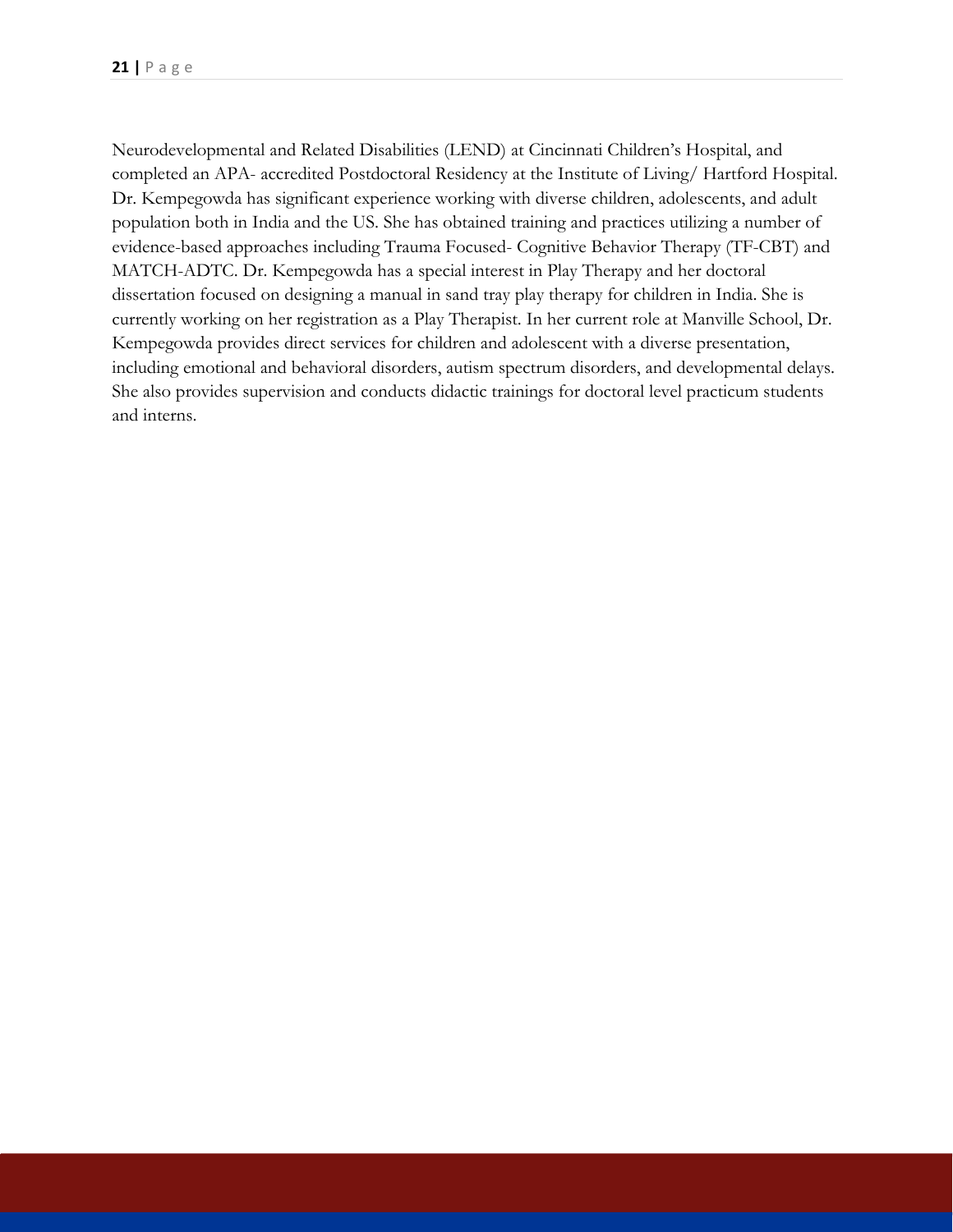Neurodevelopmental and Related Disabilities (LEND) at Cincinnati Children's Hospital, and completed an APA- accredited Postdoctoral Residency at the Institute of Living/ Hartford Hospital. Dr. Kempegowda has significant experience working with diverse children, adolescents, and adult population both in India and the US. She has obtained training and practices utilizing a number of evidence-based approaches including Trauma Focused- Cognitive Behavior Therapy (TF-CBT) and MATCH-ADTC. Dr. Kempegowda has a special interest in Play Therapy and her doctoral dissertation focused on designing a manual in sand tray play therapy for children in India. She is currently working on her registration as a Play Therapist. In her current role at Manville School, Dr. Kempegowda provides direct services for children and adolescent with a diverse presentation, including emotional and behavioral disorders, autism spectrum disorders, and developmental delays. She also provides supervision and conducts didactic trainings for doctoral level practicum students and interns.